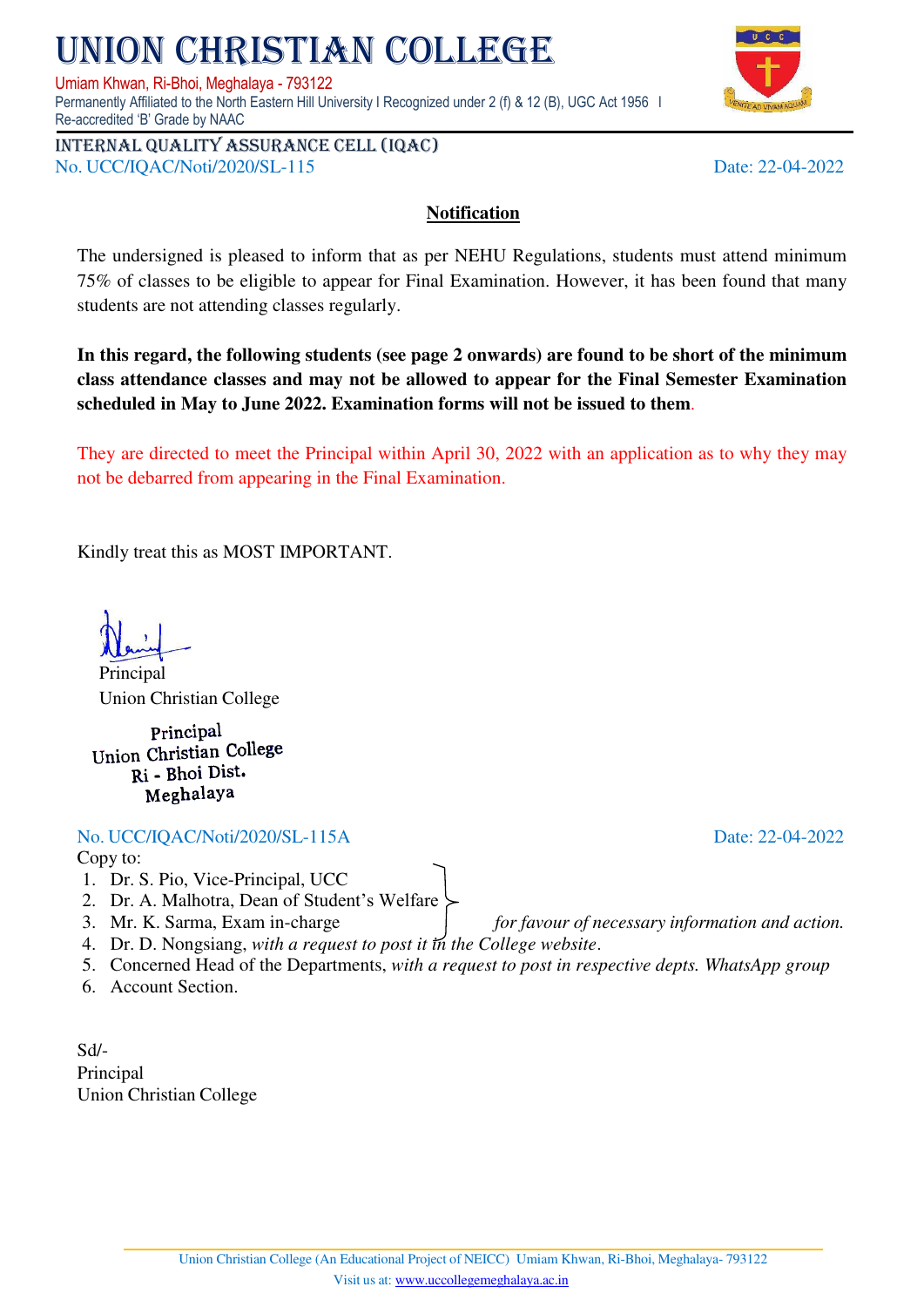# UNION CHRISTIAN COLLEGE

Umiam Khwan, Ri-Bhoi, Meghalaya - 793122
Permanently Affiliated to the North Eastern Hill University I Recognized under 2 (f) & 12 (B), UGC Act 1956 I Re-accredited 'B' Grade by NAAC

INTERNAL QUALITY ASSURANCE CELL (IQAC)

No. UCC/IQAC/Noti/2020/SL-115 Date: 22-04-2022

## Notification

The undersigned is pleased to inform that as per NEHU Regulations, students must attend minimum 75% of classes to be eligible to appear for Final Examination. However, it has been found that many students are not attending classes regularly.

**In this regard, the following students (see page 2 onwards) are found to be short of the minimum class attendance classes and may not be allowed to appear for the Final Semester Examination scheduled in May to June 2022. Examination forms will not be issued to them**.

They are directed to meet the Principal within April 30, 2022 with an application as to why they may not be debarred from appearing in the Final Examination.

Kindly treat this as MOST IMPORTANT.

Principal
Union Christian College

Principal
Union Christian College
Ri - Bhoi Dist.
Meghalaya

No. UCC/IQAC/Noti/2020/SL-115A Date: 22-04-2022

Copy to:

1. Dr. S. Pio, Vice-Principal, UCC
2. Dr. A. Malhotra, Dean of Student's Welfare
3. Mr. K. Sarma, Exam in-charge *for favour of necessary information and action.*
4. Dr. D. Nongsiang, *with a request to post it in the College website*.
5. Concerned Head of the Departments, *with a request to post in respective depts. WhatsApp group*
6. Account Section.

Sd/-
Principal
Union Christian College

Union Christian College (An Educational Project of NEICC) Umiam Khwan, Ri-Bhoi, Meghalaya- 793122
Visit us at: www.uccollegemeghalaya.ac.in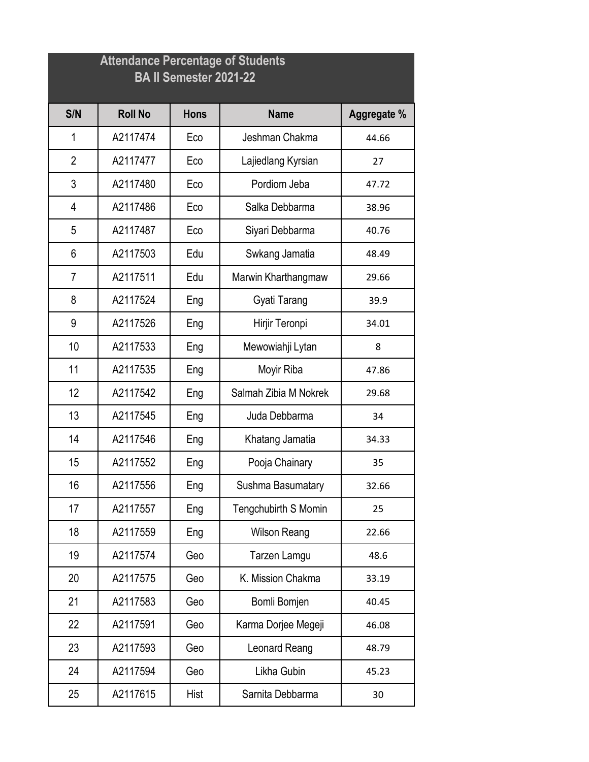## Attendance Percentage of Students
## BA II Semester 2021-22

| S/N | Roll No | Hons | Name | Aggregate % |
|---|---|---|---|---|
| 1 | A2117474 | Eco | Jeshman Chakma | 44.66 |
| 2 | A2117477 | Eco | Lajiedlang Kyrsian | 27 |
| 3 | A2117480 | Eco | Pordiom Jeba | 47.72 |
| 4 | A2117486 | Eco | Salka Debbarma | 38.96 |
| 5 | A2117487 | Eco | Siyari Debbarma | 40.76 |
| 6 | A2117503 | Edu | Swkang Jamatia | 48.49 |
| 7 | A2117511 | Edu | Marwin Kharthangmaw | 29.66 |
| 8 | A2117524 | Eng | Gyati Tarang | 39.9 |
| 9 | A2117526 | Eng | Hirjir Teronpi | 34.01 |
| 10 | A2117533 | Eng | Mewowiahji Lytan | 8 |
| 11 | A2117535 | Eng | Moyir Riba | 47.86 |
| 12 | A2117542 | Eng | Salmah Zibia M Nokrek | 29.68 |
| 13 | A2117545 | Eng | Juda Debbarma | 34 |
| 14 | A2117546 | Eng | Khatang Jamatia | 34.33 |
| 15 | A2117552 | Eng | Pooja Chainary | 35 |
| 16 | A2117556 | Eng | Sushma Basumatary | 32.66 |
| 17 | A2117557 | Eng | Tengchubirth S Momin | 25 |
| 18 | A2117559 | Eng | Wilson Reang | 22.66 |
| 19 | A2117574 | Geo | Tarzen Lamgu | 48.6 |
| 20 | A2117575 | Geo | K. Mission Chakma | 33.19 |
| 21 | A2117583 | Geo | Bomli Bomjen | 40.45 |
| 22 | A2117591 | Geo | Karma Dorjee Megeji | 46.08 |
| 23 | A2117593 | Geo | Leonard Reang | 48.79 |
| 24 | A2117594 | Geo | Likha Gubin | 45.23 |
| 25 | A2117615 | Hist | Sarnita Debbarma | 30 |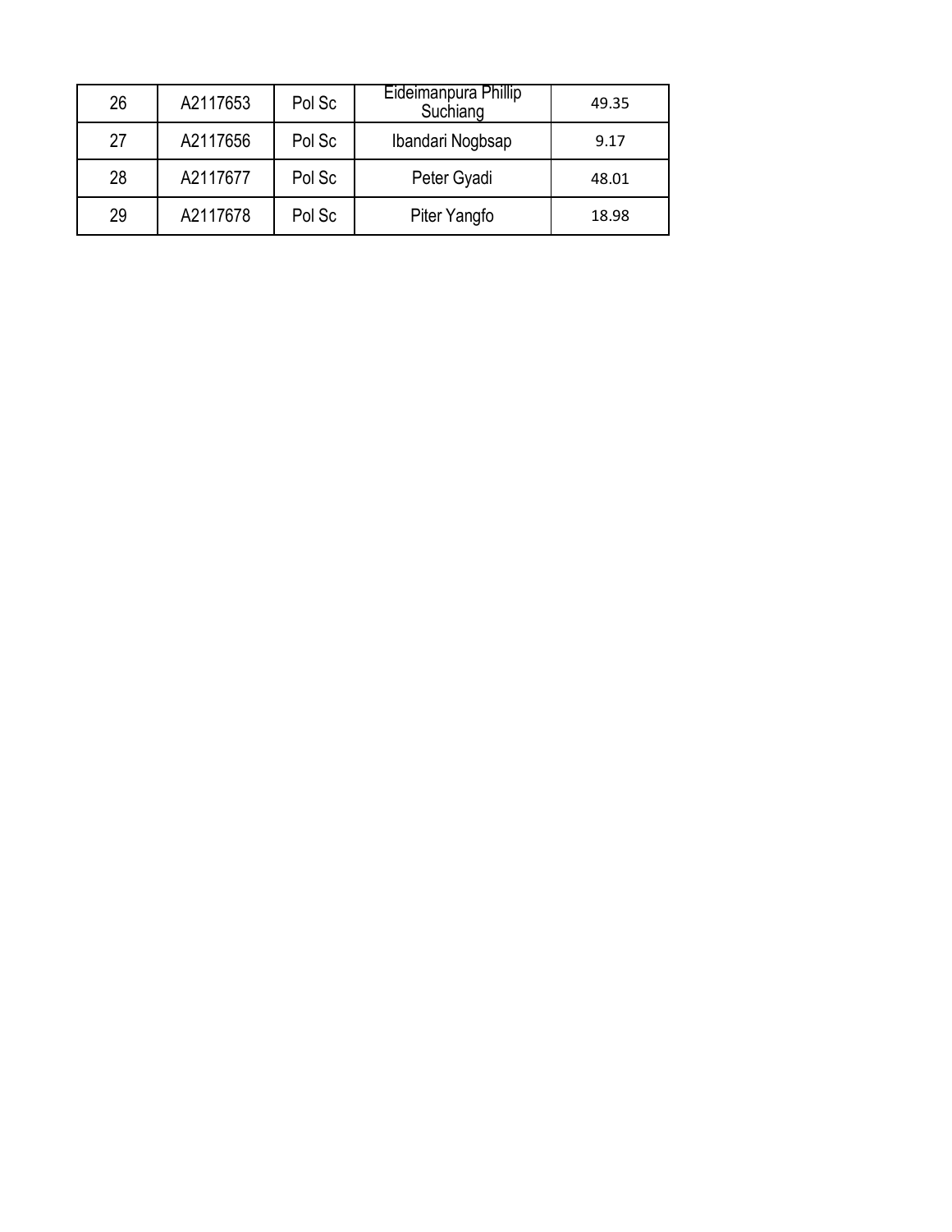| | | | | |
|---|---|---|---|---|
| 26 | A2117653 | Pol Sc | Eideimanpura Phillip Suchiang | 49.35 |
| 27 | A2117656 | Pol Sc | Ibandari Nogbsap | 9.17 |
| 28 | A2117677 | Pol Sc | Peter Gyadi | 48.01 |
| 29 | A2117678 | Pol Sc | Piter Yangfo | 18.98 |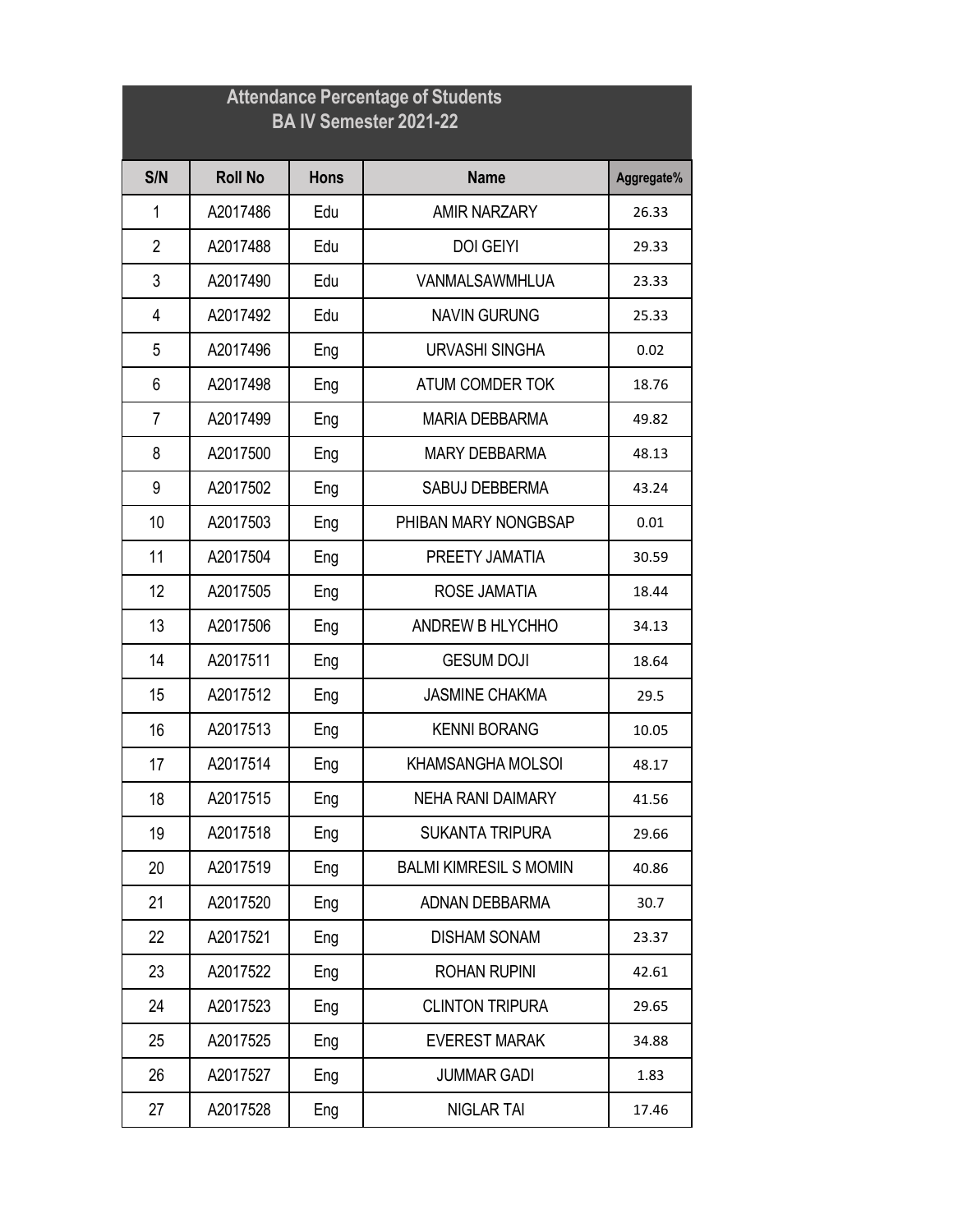| Attendance Percentage of Students BA IV Semester 2021-22 | | | | |
|---|---|---|---|---|
| S/N | Roll No | Hons | Name | Aggregate% |
| 1 | A2017486 | Edu | AMIR NARZARY | 26.33 |
| 2 | A2017488 | Edu | DOI GEIYI | 29.33 |
| 3 | A2017490 | Edu | VANMALSAWMHLUA | 23.33 |
| 4 | A2017492 | Edu | NAVIN GURUNG | 25.33 |
| 5 | A2017496 | Eng | URVASHI SINGHA | 0.02 |
| 6 | A2017498 | Eng | ATUM COMDER TOK | 18.76 |
| 7 | A2017499 | Eng | MARIA DEBBARMA | 49.82 |
| 8 | A2017500 | Eng | MARY DEBBARMA | 48.13 |
| 9 | A2017502 | Eng | SABUJ DEBBERMA | 43.24 |
| 10 | A2017503 | Eng | PHIBAN MARY NONGBSAP | 0.01 |
| 11 | A2017504 | Eng | PREETY JAMATIA | 30.59 |
| 12 | A2017505 | Eng | ROSE JAMATIA | 18.44 |
| 13 | A2017506 | Eng | ANDREW B HLYCHHO | 34.13 |
| 14 | A2017511 | Eng | GESUM DOJI | 18.64 |
| 15 | A2017512 | Eng | JASMINE CHAKMA | 29.5 |
| 16 | A2017513 | Eng | KENNI BORANG | 10.05 |
| 17 | A2017514 | Eng | KHAMSANGHA MOLSOI | 48.17 |
| 18 | A2017515 | Eng | NEHA RANI DAIMARY | 41.56 |
| 19 | A2017518 | Eng | SUKANTA TRIPURA | 29.66 |
| 20 | A2017519 | Eng | BALMI KIMRESIL S MOMIN | 40.86 |
| 21 | A2017520 | Eng | ADNAN DEBBARMA | 30.7 |
| 22 | A2017521 | Eng | DISHAM SONAM | 23.37 |
| 23 | A2017522 | Eng | ROHAN RUPINI | 42.61 |
| 24 | A2017523 | Eng | CLINTON TRIPURA | 29.65 |
| 25 | A2017525 | Eng | EVEREST MARAK | 34.88 |
| 26 | A2017527 | Eng | JUMMAR GADI | 1.83 |
| 27 | A2017528 | Eng | NIGLAR TAI | 17.46 |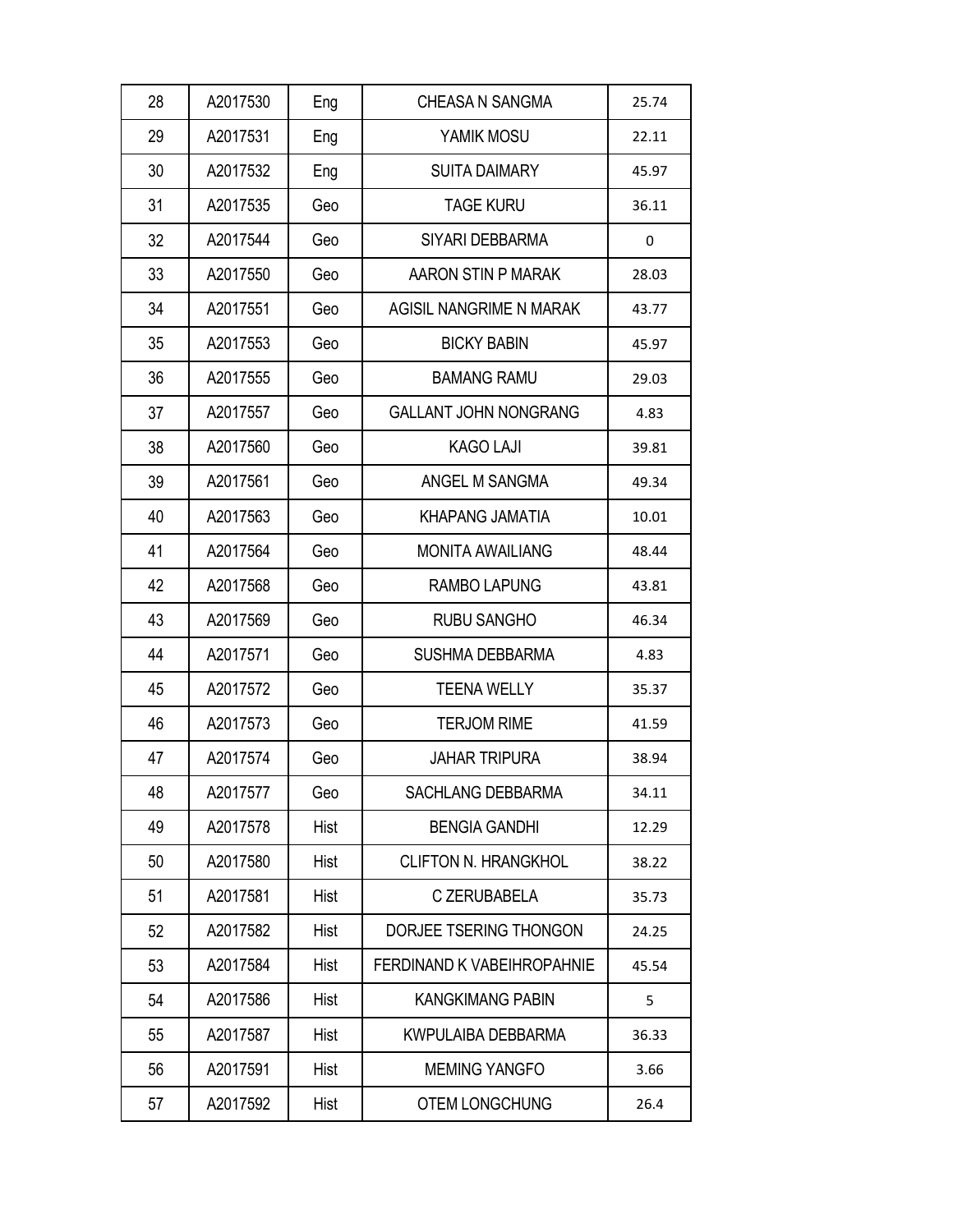| | | | | |
|---|---|---|---|---|
| 28 | A2017530 | Eng | CHEASA N SANGMA | 25.74 |
| 29 | A2017531 | Eng | YAMIK MOSU | 22.11 |
| 30 | A2017532 | Eng | SUITA DAIMARY | 45.97 |
| 31 | A2017535 | Geo | TAGE KURU | 36.11 |
| 32 | A2017544 | Geo | SIYARI DEBBARMA | 0 |
| 33 | A2017550 | Geo | AARON STIN P MARAK | 28.03 |
| 34 | A2017551 | Geo | AGISIL NANGRIME N MARAK | 43.77 |
| 35 | A2017553 | Geo | BICKY BABIN | 45.97 |
| 36 | A2017555 | Geo | BAMANG RAMU | 29.03 |
| 37 | A2017557 | Geo | GALLANT JOHN NONGRANG | 4.83 |
| 38 | A2017560 | Geo | KAGO LAJI | 39.81 |
| 39 | A2017561 | Geo | ANGEL M SANGMA | 49.34 |
| 40 | A2017563 | Geo | KHAPANG JAMATIA | 10.01 |
| 41 | A2017564 | Geo | MONITA AWAILIANG | 48.44 |
| 42 | A2017568 | Geo | RAMBO LAPUNG | 43.81 |
| 43 | A2017569 | Geo | RUBU SANGHO | 46.34 |
| 44 | A2017571 | Geo | SUSHMA DEBBARMA | 4.83 |
| 45 | A2017572 | Geo | TEENA WELLY | 35.37 |
| 46 | A2017573 | Geo | TERJOM RIME | 41.59 |
| 47 | A2017574 | Geo | JAHAR TRIPURA | 38.94 |
| 48 | A2017577 | Geo | SACHLANG DEBBARMA | 34.11 |
| 49 | A2017578 | Hist | BENGIA GANDHI | 12.29 |
| 50 | A2017580 | Hist | CLIFTON N. HRANGKHOL | 38.22 |
| 51 | A2017581 | Hist | C ZERUBABELA | 35.73 |
| 52 | A2017582 | Hist | DORJEE TSERING THONGON | 24.25 |
| 53 | A2017584 | Hist | FERDINAND K VABEIHROPAHNIE | 45.54 |
| 54 | A2017586 | Hist | KANGKIMANG PABIN | 5 |
| 55 | A2017587 | Hist | KWPULAIBA DEBBARMA | 36.33 |
| 56 | A2017591 | Hist | MEMING YANGFO | 3.66 |
| 57 | A2017592 | Hist | OTEM LONGCHUNG | 26.4 |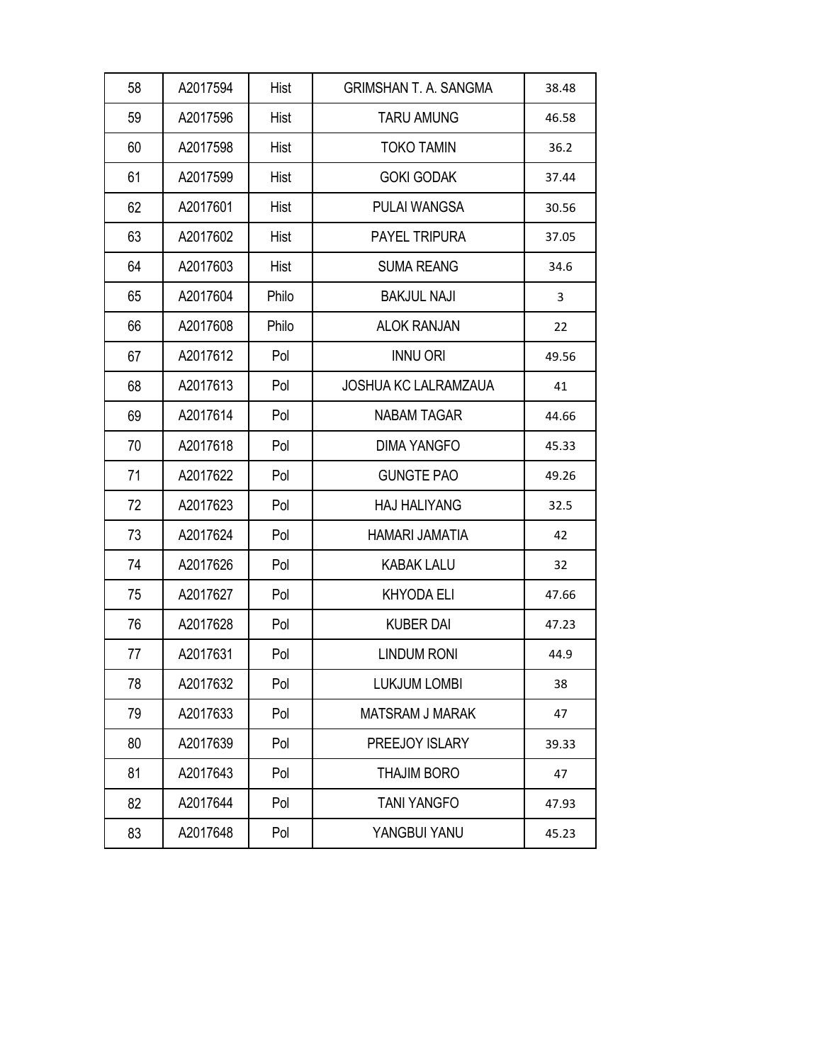| 58 | A2017594 | Hist | GRIMSHAN T. A. SANGMA | 38.48 |
|---|---|---|---|---|
| 59 | A2017596 | Hist | TARU AMUNG | 46.58 |
| 60 | A2017598 | Hist | TOKO TAMIN | 36.2 |
| 61 | A2017599 | Hist | GOKI GODAK | 37.44 |
| 62 | A2017601 | Hist | PULAI WANGSA | 30.56 |
| 63 | A2017602 | Hist | PAYEL TRIPURA | 37.05 |
| 64 | A2017603 | Hist | SUMA REANG | 34.6 |
| 65 | A2017604 | Philo | BAKJUL NAJI | 3 |
| 66 | A2017608 | Philo | ALOK RANJAN | 22 |
| 67 | A2017612 | Pol | INNU ORI | 49.56 |
| 68 | A2017613 | Pol | JOSHUA KC LALRAMZAUA | 41 |
| 69 | A2017614 | Pol | NABAM TAGAR | 44.66 |
| 70 | A2017618 | Pol | DIMA YANGFO | 45.33 |
| 71 | A2017622 | Pol | GUNGTE PAO | 49.26 |
| 72 | A2017623 | Pol | HAJ HALIYANG | 32.5 |
| 73 | A2017624 | Pol | HAMARI JAMATIA | 42 |
| 74 | A2017626 | Pol | KABAK LALU | 32 |
| 75 | A2017627 | Pol | KHYODA ELI | 47.66 |
| 76 | A2017628 | Pol | KUBER DAI | 47.23 |
| 77 | A2017631 | Pol | LINDUM RONI | 44.9 |
| 78 | A2017632 | Pol | LUKJUM LOMBI | 38 |
| 79 | A2017633 | Pol | MATSRAM J MARAK | 47 |
| 80 | A2017639 | Pol | PREEJOY ISLARY | 39.33 |
| 81 | A2017643 | Pol | THAJIM BORO | 47 |
| 82 | A2017644 | Pol | TANI YANGFO | 47.93 |
| 83 | A2017648 | Pol | YANGBUI YANU | 45.23 |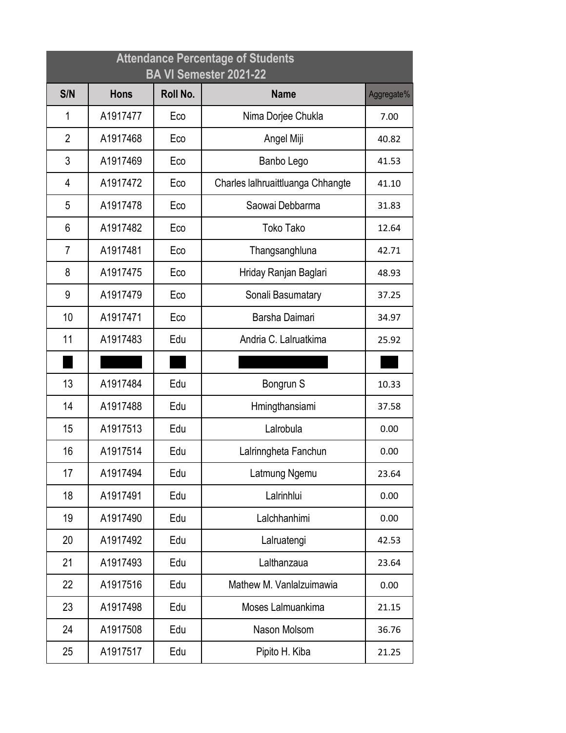| Attendance Percentage of Students<br>BA VI Semester 2021-22 | | | | |
|---|---|---|---|---|
| **S/N** | **Hons** | **Roll No.** | **Name** | **Aggregate%** |
| 1 | A1917477 | Eco | Nima Dorjee Chukla | 7.00 |
| 2 | A1917468 | Eco | Angel Miji | 40.82 |
| 3 | A1917469 | Eco | Banbo Lego | 41.53 |
| 4 | A1917472 | Eco | Charles lalhruaittluanga Chhangte | 41.10 |
| 5 | A1917478 | Eco | Saowai Debbarma | 31.83 |
| 6 | A1917482 | Eco | Toko Tako | 12.64 |
| 7 | A1917481 | Eco | Thangsanghluna | 42.71 |
| 8 | A1917475 | Eco | Hriday Ranjan Baglari | 48.93 |
| 9 | A1917479 | Eco | Sonali Basumatary | 37.25 |
| 10 | A1917471 | Eco | Barsha Daimari | 34.97 |
| 11 | A1917483 | Edu | Andria C. Lalruatkima | 25.92 |
| | | | | |
| 13 | A1917484 | Edu | Bongrun S | 10.33 |
| 14 | A1917488 | Edu | Hmingthansiami | 37.58 |
| 15 | A1917513 | Edu | Lalrobula | 0.00 |
| 16 | A1917514 | Edu | Lalrinngheta Fanchun | 0.00 |
| 17 | A1917494 | Edu | Latmung Ngemu | 23.64 |
| 18 | A1917491 | Edu | Lalrinhlui | 0.00 |
| 19 | A1917490 | Edu | Lalchhanhimi | 0.00 |
| 20 | A1917492 | Edu | Lalruatengi | 42.53 |
| 21 | A1917493 | Edu | Lalthanzaua | 23.64 |
| 22 | A1917516 | Edu | Mathew M. Vanlalzuimawia | 0.00 |
| 23 | A1917498 | Edu | Moses Lalmuankima | 21.15 |
| 24 | A1917508 | Edu | Nason Molsom | 36.76 |
| 25 | A1917517 | Edu | Pipito H. Kiba | 21.25 |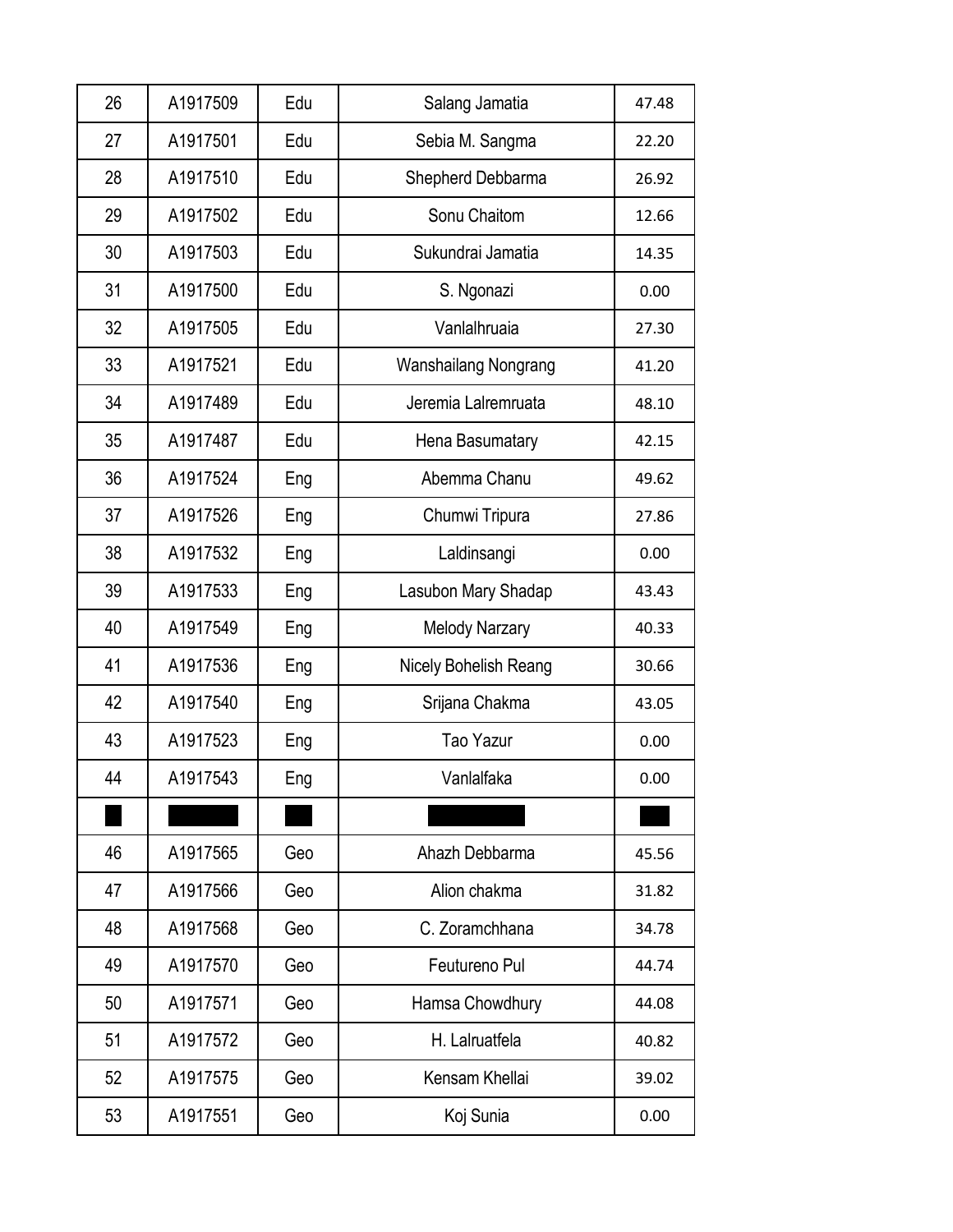| 26 | A1917509 | Edu | Salang Jamatia | 47.48 |
|---|---|---|---|---|
| 27 | A1917501 | Edu | Sebia M. Sangma | 22.20 |
| 28 | A1917510 | Edu | Shepherd Debbarma | 26.92 |
| 29 | A1917502 | Edu | Sonu Chaitom | 12.66 |
| 30 | A1917503 | Edu | Sukundrai Jamatia | 14.35 |
| 31 | A1917500 | Edu | S. Ngonazi | 0.00 |
| 32 | A1917505 | Edu | Vanlalhruaia | 27.30 |
| 33 | A1917521 | Edu | Wanshailang Nongrang | 41.20 |
| 34 | A1917489 | Edu | Jeremia Lalremruata | 48.10 |
| 35 | A1917487 | Edu | Hena Basumatary | 42.15 |
| 36 | A1917524 | Eng | Abemma Chanu | 49.62 |
| 37 | A1917526 | Eng | Chumwi Tripura | 27.86 |
| 38 | A1917532 | Eng | Laldinsangi | 0.00 |
| 39 | A1917533 | Eng | Lasubon Mary Shadap | 43.43 |
| 40 | A1917549 | Eng | Melody Narzary | 40.33 |
| 41 | A1917536 | Eng | Nicely Bohelish Reang | 30.66 |
| 42 | A1917540 | Eng | Srijana Chakma | 43.05 |
| 43 | A1917523 | Eng | Tao Yazur | 0.00 |
| 44 | A1917543 | Eng | Vanlalfaka | 0.00 |
| | | | | |
| 46 | A1917565 | Geo | Ahazh Debbarma | 45.56 |
| 47 | A1917566 | Geo | Alion chakma | 31.82 |
| 48 | A1917568 | Geo | C. Zoramchhana | 34.78 |
| 49 | A1917570 | Geo | Feutureno Pul | 44.74 |
| 50 | A1917571 | Geo | Hamsa Chowdhury | 44.08 |
| 51 | A1917572 | Geo | H. Lalruatfela | 40.82 |
| 52 | A1917575 | Geo | Kensam Khellai | 39.02 |
| 53 | A1917551 | Geo | Koj Sunia | 0.00 |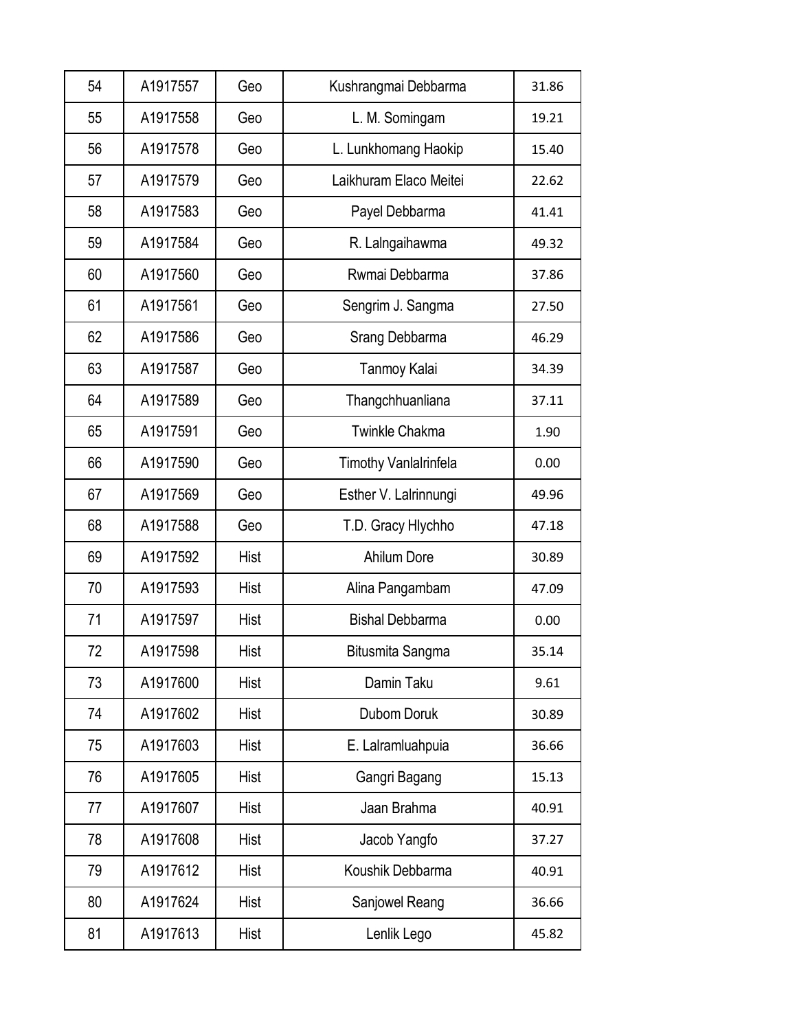| 54 | A1917557 | Geo | Kushrangmai Debbarma | 31.86 |
|---|---|---|---|---|
| 55 | A1917558 | Geo | L. M. Somingam | 19.21 |
| 56 | A1917578 | Geo | L. Lunkhomang Haokip | 15.40 |
| 57 | A1917579 | Geo | Laikhuram Elaco Meitei | 22.62 |
| 58 | A1917583 | Geo | Payel Debbarma | 41.41 |
| 59 | A1917584 | Geo | R. Lalngaihawma | 49.32 |
| 60 | A1917560 | Geo | Rwmai Debbarma | 37.86 |
| 61 | A1917561 | Geo | Sengrim J. Sangma | 27.50 |
| 62 | A1917586 | Geo | Srang Debbarma | 46.29 |
| 63 | A1917587 | Geo | Tanmoy Kalai | 34.39 |
| 64 | A1917589 | Geo | Thangchhuanliana | 37.11 |
| 65 | A1917591 | Geo | Twinkle Chakma | 1.90 |
| 66 | A1917590 | Geo | Timothy Vanlalrinfela | 0.00 |
| 67 | A1917569 | Geo | Esther V. Lalrinnungi | 49.96 |
| 68 | A1917588 | Geo | T.D. Gracy Hlychho | 47.18 |
| 69 | A1917592 | Hist | Ahilum Dore | 30.89 |
| 70 | A1917593 | Hist | Alina Pangambam | 47.09 |
| 71 | A1917597 | Hist | Bishal Debbarma | 0.00 |
| 72 | A1917598 | Hist | Bitusmita Sangma | 35.14 |
| 73 | A1917600 | Hist | Damin Taku | 9.61 |
| 74 | A1917602 | Hist | Dubom Doruk | 30.89 |
| 75 | A1917603 | Hist | E. Lalramluahpuia | 36.66 |
| 76 | A1917605 | Hist | Gangri Bagang | 15.13 |
| 77 | A1917607 | Hist | Jaan Brahma | 40.91 |
| 78 | A1917608 | Hist | Jacob Yangfo | 37.27 |
| 79 | A1917612 | Hist | Koushik Debbarma | 40.91 |
| 80 | A1917624 | Hist | Sanjowel Reang | 36.66 |
| 81 | A1917613 | Hist | Lenlik Lego | 45.82 |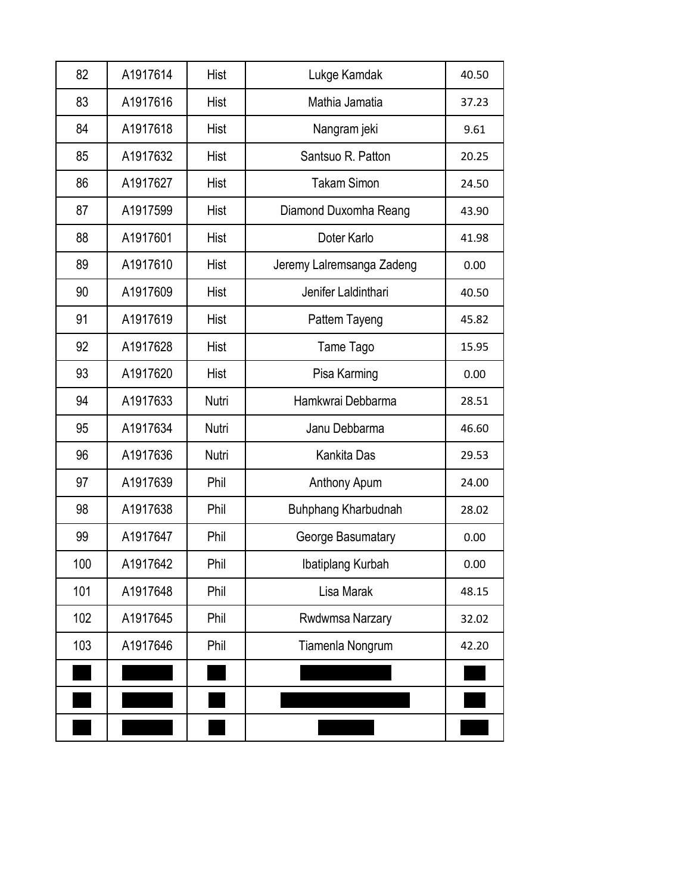| | | | | |
|---|---|---|---|---|
| 82 | A1917614 | Hist | Lukge Kamdak | 40.50 |
| 83 | A1917616 | Hist | Mathia Jamatia | 37.23 |
| 84 | A1917618 | Hist | Nangram jeki | 9.61 |
| 85 | A1917632 | Hist | Santsuo R. Patton | 20.25 |
| 86 | A1917627 | Hist | Takam Simon | 24.50 |
| 87 | A1917599 | Hist | Diamond Duxomha Reang | 43.90 |
| 88 | A1917601 | Hist | Doter Karlo | 41.98 |
| 89 | A1917610 | Hist | Jeremy Lalremsanga Zadeng | 0.00 |
| 90 | A1917609 | Hist | Jenifer Laldinthari | 40.50 |
| 91 | A1917619 | Hist | Pattem Tayeng | 45.82 |
| 92 | A1917628 | Hist | Tame Tago | 15.95 |
| 93 | A1917620 | Hist | Pisa Karming | 0.00 |
| 94 | A1917633 | Nutri | Hamkwrai Debbarma | 28.51 |
| 95 | A1917634 | Nutri | Janu Debbarma | 46.60 |
| 96 | A1917636 | Nutri | Kankita Das | 29.53 |
| 97 | A1917639 | Phil | Anthony Apum | 24.00 |
| 98 | A1917638 | Phil | Buhphang Kharbudnah | 28.02 |
| 99 | A1917647 | Phil | George Basumatary | 0.00 |
| 100 | A1917642 | Phil | Ibatiplang Kurbah | 0.00 |
| 101 | A1917648 | Phil | Lisa Marak | 48.15 |
| 102 | A1917645 | Phil | Rwdwmsa Narzary | 32.02 |
| 103 | A1917646 | Phil | Tiamenla Nongrum | 42.20 |
| | | | | |
| | | | | |
| | | | | |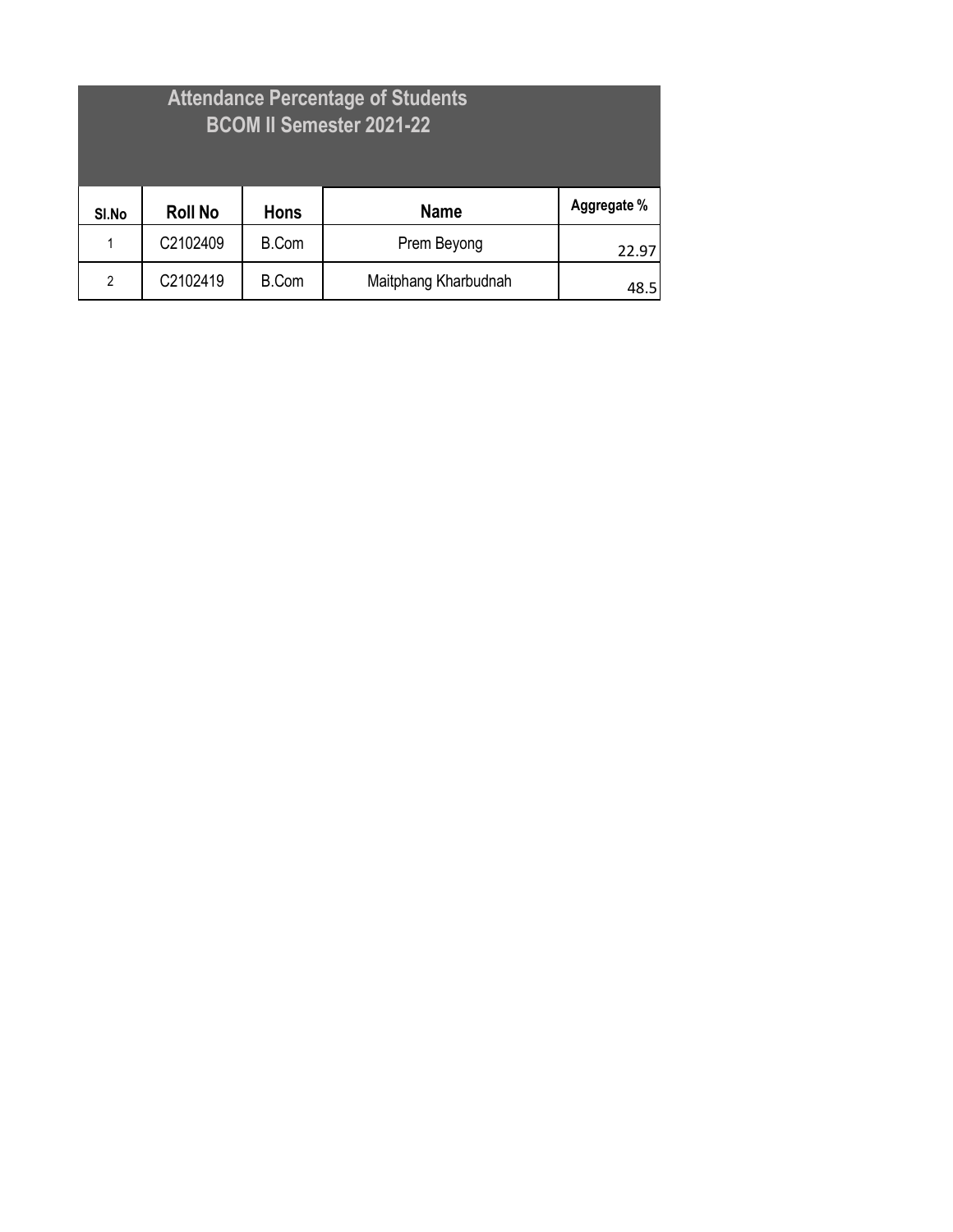## Attendance Percentage of Students
## BCOM II Semester 2021-22

| Sl.No | Roll No | Hons | Name | Aggregate % |
|---|---|---|---|---|
| 1 | C2102409 | B.Com | Prem Beyong | 22.97 |
| 2 | C2102419 | B.Com | Maitphang Kharbudnah | 48.5 |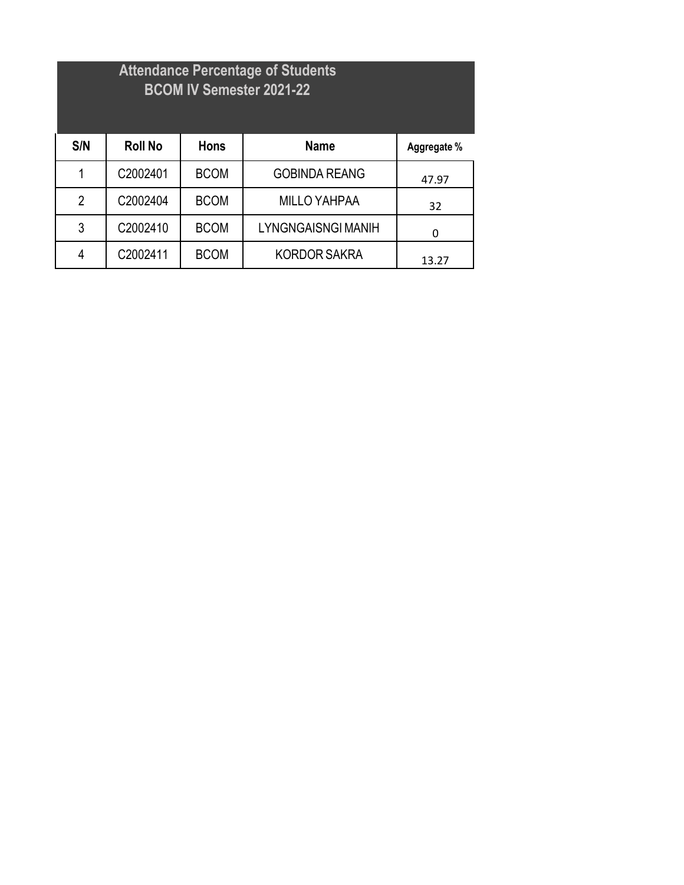## Attendance Percentage of Students
## BCOM IV Semester 2021-22

| S/N | Roll No | Hons | Name | Aggregate % |
|---|---|---|---|---|
| 1 | C2002401 | BCOM | GOBINDA REANG | 47.97 |
| 2 | C2002404 | BCOM | MILLO YAHPAA | 32 |
| 3 | C2002410 | BCOM | LYNGNGAISNGI MANIH | 0 |
| 4 | C2002411 | BCOM | KORDOR SAKRA | 13.27 |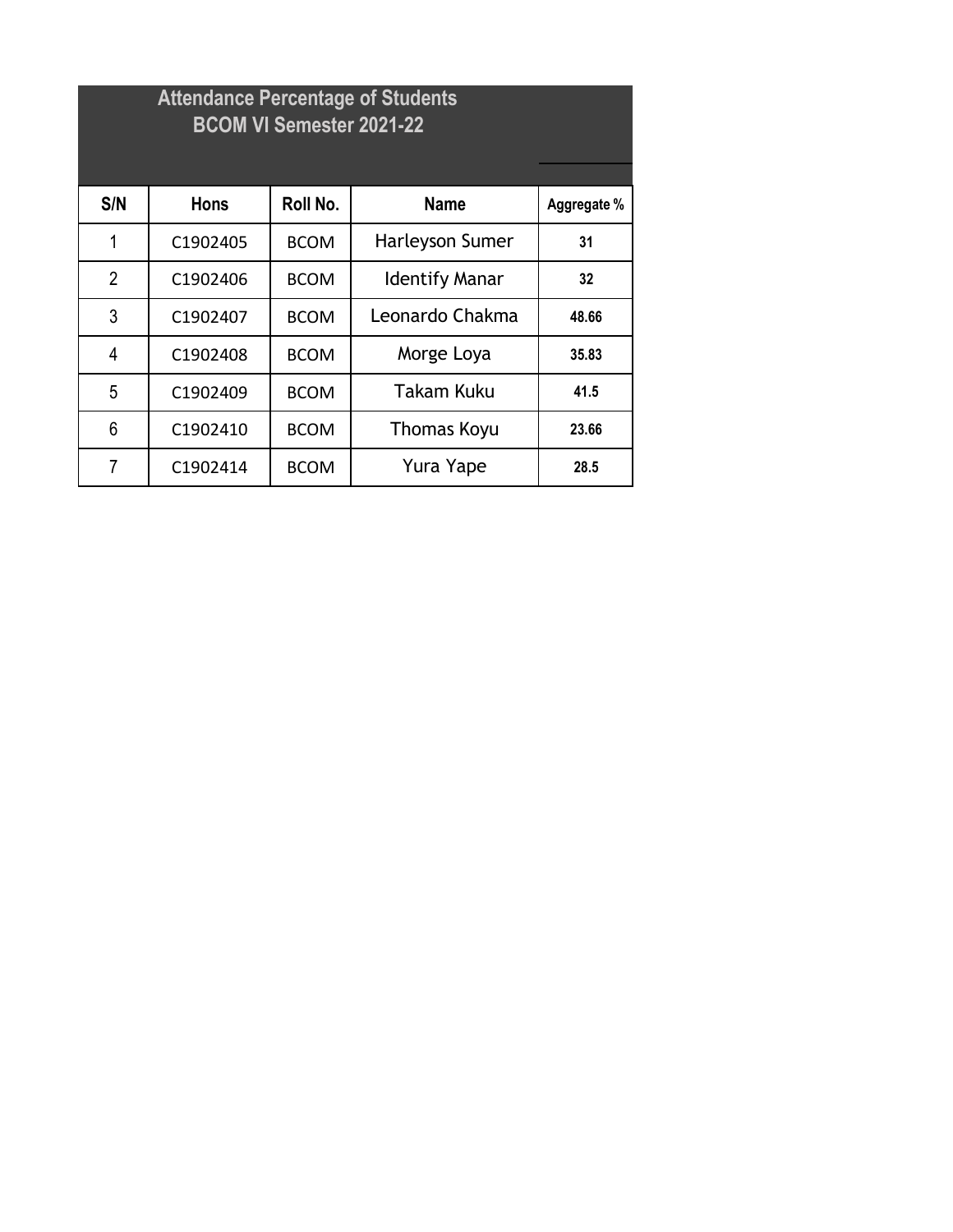## Attendance Percentage of Students
## BCOM VI Semester 2021-22

| S/N | Hons | Roll No. | Name | Aggregate % |
|---|---|---|---|---|
| 1 | C1902405 | BCOM | Harleyson Sumer | 31 |
| 2 | C1902406 | BCOM | Identify Manar | 32 |
| 3 | C1902407 | BCOM | Leonardo Chakma | 48.66 |
| 4 | C1902408 | BCOM | Morge Loya | 35.83 |
| 5 | C1902409 | BCOM | Takam Kuku | 41.5 |
| 6 | C1902410 | BCOM | Thomas Koyu | 23.66 |
| 7 | C1902414 | BCOM | Yura Yape | 28.5 |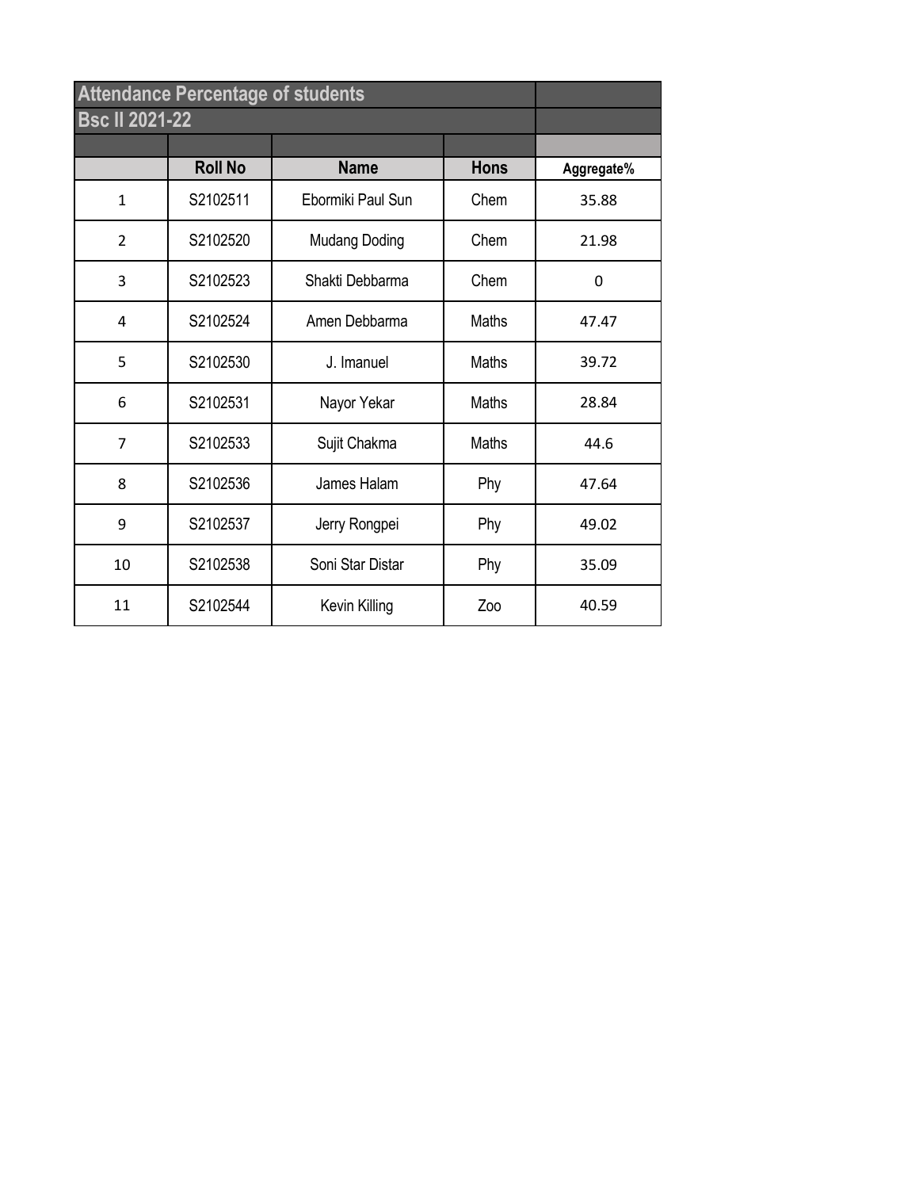## Attendance Percentage of students

## Bsc II 2021-22

| | Roll No | Name | Hons | Aggregate% |
|---|---|---|---|---|
| 1 | S2102511 | Ebormiki Paul Sun | Chem | 35.88 |
| 2 | S2102520 | Mudang Doding | Chem | 21.98 |
| 3 | S2102523 | Shakti Debbarma | Chem | 0 |
| 4 | S2102524 | Amen Debbarma | Maths | 47.47 |
| 5 | S2102530 | J. Imanuel | Maths | 39.72 |
| 6 | S2102531 | Nayor Yekar | Maths | 28.84 |
| 7 | S2102533 | Sujit Chakma | Maths | 44.6 |
| 8 | S2102536 | James Halam | Phy | 47.64 |
| 9 | S2102537 | Jerry Rongpei | Phy | 49.02 |
| 10 | S2102538 | Soni Star Distar | Phy | 35.09 |
| 11 | S2102544 | Kevin Killing | Zoo | 40.59 |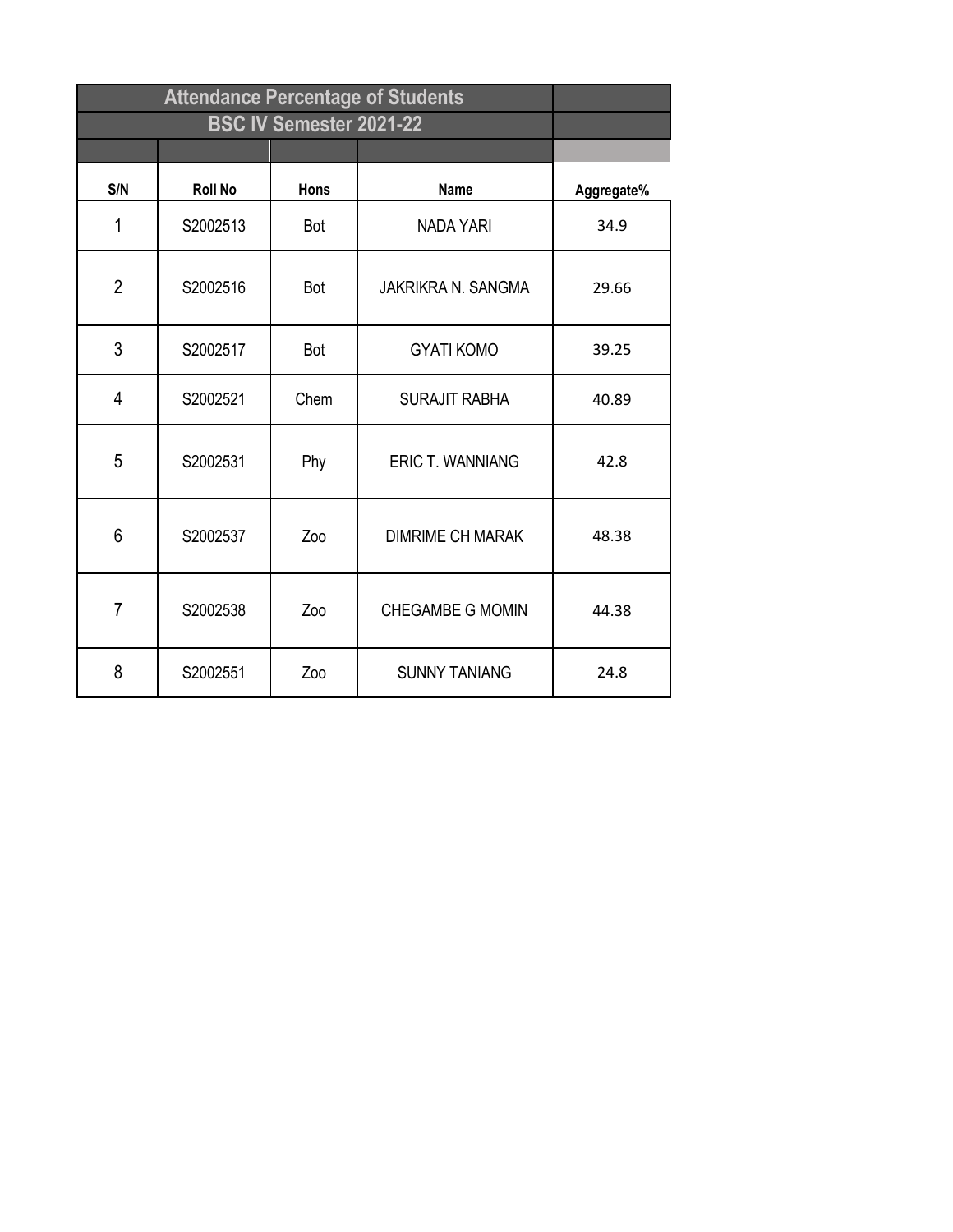| Attendance Percentage of Students | | | | |
|---|---|---|---|---|
| BSC IV Semester 2021-22 | | | | |
| S/N | Roll No | Hons | Name | Aggregate% |
| 1 | S2002513 | Bot | NADA YARI | 34.9 |
| 2 | S2002516 | Bot | JAKRIKRA N. SANGMA | 29.66 |
| 3 | S2002517 | Bot | GYATI KOMO | 39.25 |
| 4 | S2002521 | Chem | SURAJIT RABHA | 40.89 |
| 5 | S2002531 | Phy | ERIC T. WANNIANG | 42.8 |
| 6 | S2002537 | Zoo | DIMRIME CH MARAK | 48.38 |
| 7 | S2002538 | Zoo | CHEGAMBE G MOMIN | 44.38 |
| 8 | S2002551 | Zoo | SUNNY TANIANG | 24.8 |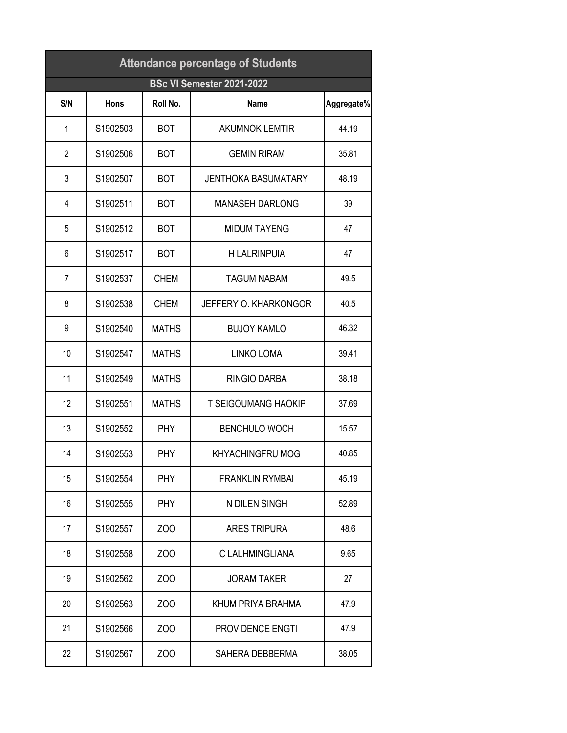## Attendance percentage of Students

### BSc VI Semester 2021-2022

| S/N | Hons | Roll No. | Name | Aggregate% |
|---|---|---|---|---|
| 1 | S1902503 | BOT | AKUMNOK LEMTIR | 44.19 |
| 2 | S1902506 | BOT | GEMIN RIRAM | 35.81 |
| 3 | S1902507 | BOT | JENTHOKA BASUMATARY | 48.19 |
| 4 | S1902511 | BOT | MANASEH DARLONG | 39 |
| 5 | S1902512 | BOT | MIDUM TAYENG | 47 |
| 6 | S1902517 | BOT | H LALRINPUIA | 47 |
| 7 | S1902537 | CHEM | TAGUM NABAM | 49.5 |
| 8 | S1902538 | CHEM | JEFFERY O. KHARKONGOR | 40.5 |
| 9 | S1902540 | MATHS | BUJOY KAMLO | 46.32 |
| 10 | S1902547 | MATHS | LINKO LOMA | 39.41 |
| 11 | S1902549 | MATHS | RINGIO DARBA | 38.18 |
| 12 | S1902551 | MATHS | T SEIGOUMANG HAOKIP | 37.69 |
| 13 | S1902552 | PHY | BENCHULO WOCH | 15.57 |
| 14 | S1902553 | PHY | KHYACHINGFRU MOG | 40.85 |
| 15 | S1902554 | PHY | FRANKLIN RYMBAI | 45.19 |
| 16 | S1902555 | PHY | N DILEN SINGH | 52.89 |
| 17 | S1902557 | ZOO | ARES TRIPURA | 48.6 |
| 18 | S1902558 | ZOO | C LALHMINGLIANA | 9.65 |
| 19 | S1902562 | ZOO | JORAM TAKER | 27 |
| 20 | S1902563 | ZOO | KHUM PRIYA BRAHMA | 47.9 |
| 21 | S1902566 | ZOO | PROVIDENCE ENGTI | 47.9 |
| 22 | S1902567 | ZOO | SAHERA DEBBERMA | 38.05 |